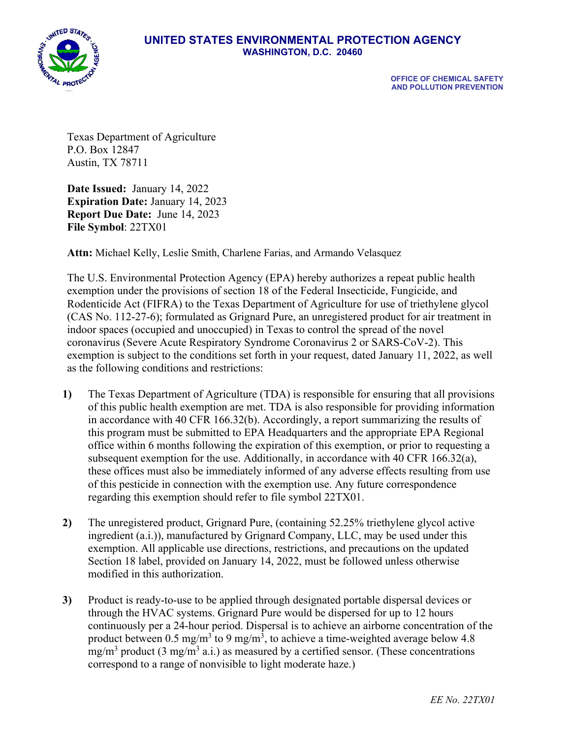# UNITED STATES ENVIRONMENTAL PROTECTION AGENCY
## WASHINGTON, D.C. 20460

**OFFICE OF CHEMICAL SAFETY AND POLLUTION PREVENTION**

Texas Department of Agriculture
P.O. Box 12847
Austin, TX 78711

**Date Issued:** January 14, 2022
**Expiration Date:** January 14, 2023
**Report Due Date:** June 14, 2023
**File Symbol**: 22TX01

**Attn:** Michael Kelly, Leslie Smith, Charlene Farias, and Armando Velasquez

The U.S. Environmental Protection Agency (EPA) hereby authorizes a repeat public health exemption under the provisions of section 18 of the Federal Insecticide, Fungicide, and Rodenticide Act (FIFRA) to the Texas Department of Agriculture for use of triethylene glycol (CAS No. 112-27-6); formulated as Grignard Pure, an unregistered product for air treatment in indoor spaces (occupied and unoccupied) in Texas to control the spread of the novel coronavirus (Severe Acute Respiratory Syndrome Coronavirus 2 or SARS-CoV-2). This exemption is subject to the conditions set forth in your request, dated January 11, 2022, as well as the following conditions and restrictions:

**1)** The Texas Department of Agriculture (TDA) is responsible for ensuring that all provisions of this public health exemption are met. TDA is also responsible for providing information in accordance with 40 CFR 166.32(b). Accordingly, a report summarizing the results of this program must be submitted to EPA Headquarters and the appropriate EPA Regional office within 6 months following the expiration of this exemption, or prior to requesting a subsequent exemption for the use. Additionally, in accordance with 40 CFR 166.32(a), these offices must also be immediately informed of any adverse effects resulting from use of this pesticide in connection with the exemption use. Any future correspondence regarding this exemption should refer to file symbol 22TX01.

**2)** The unregistered product, Grignard Pure, (containing 52.25% triethylene glycol active ingredient (a.i.)), manufactured by Grignard Company, LLC, may be used under this exemption. All applicable use directions, restrictions, and precautions on the updated Section 18 label, provided on January 14, 2022, must be followed unless otherwise modified in this authorization.

**3)** Product is ready-to-use to be applied through designated portable dispersal devices or through the HVAC systems. Grignard Pure would be dispersed for up to 12 hours continuously per a 24-hour period. Dispersal is to achieve an airborne concentration of the product between 0.5 $mg/m^3$ to 9 $mg/m^3$, to achieve a time-weighted average below 4.8 $mg/m^3$ product (3 $mg/m^3$ a.i.) as measured by a certified sensor. (These concentrations correspond to a range of nonvisible to light moderate haze.)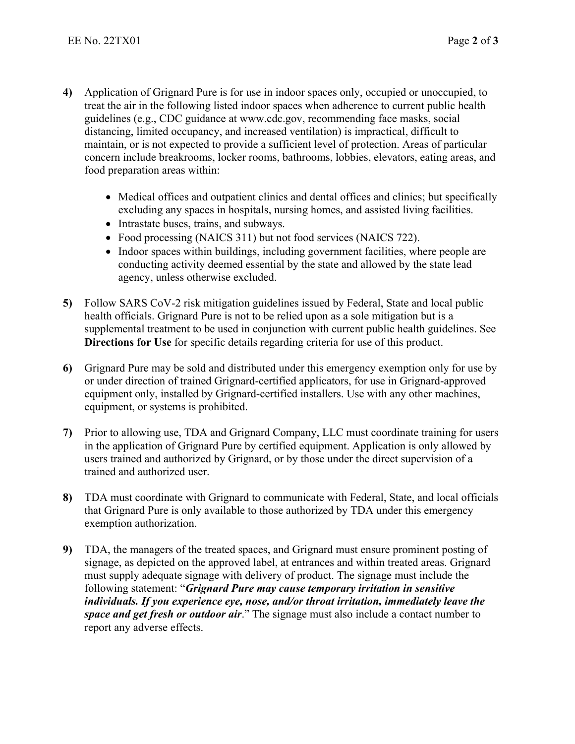**4)** Application of Grignard Pure is for use in indoor spaces only, occupied or unoccupied, to treat the air in the following listed indoor spaces when adherence to current public health guidelines (e.g., CDC guidance at www.cdc.gov, recommending face masks, social distancing, limited occupancy, and increased ventilation) is impractical, difficult to maintain, or is not expected to provide a sufficient level of protection. Areas of particular concern include breakrooms, locker rooms, bathrooms, lobbies, elevators, eating areas, and food preparation areas within:

- Medical offices and outpatient clinics and dental offices and clinics; but specifically excluding any spaces in hospitals, nursing homes, and assisted living facilities.
- Intrastate buses, trains, and subways.
- Food processing (NAICS 311) but not food services (NAICS 722).
- Indoor spaces within buildings, including government facilities, where people are conducting activity deemed essential by the state and allowed by the state lead agency, unless otherwise excluded.

**5)** Follow SARS CoV-2 risk mitigation guidelines issued by Federal, State and local public health officials. Grignard Pure is not to be relied upon as a sole mitigation but is a supplemental treatment to be used in conjunction with current public health guidelines. See **Directions for Use** for specific details regarding criteria for use of this product.

**6)** Grignard Pure may be sold and distributed under this emergency exemption only for use by or under direction of trained Grignard-certified applicators, for use in Grignard-approved equipment only, installed by Grignard-certified installers. Use with any other machines, equipment, or systems is prohibited.

**7)** Prior to allowing use, TDA and Grignard Company, LLC must coordinate training for users in the application of Grignard Pure by certified equipment. Application is only allowed by users trained and authorized by Grignard, or by those under the direct supervision of a trained and authorized user.

**8)** TDA must coordinate with Grignard to communicate with Federal, State, and local officials that Grignard Pure is only available to those authorized by TDA under this emergency exemption authorization.

**9)** TDA, the managers of the treated spaces, and Grignard must ensure prominent posting of signage, as depicted on the approved label, at entrances and within treated areas. Grignard must supply adequate signage with delivery of product. The signage must include the following statement: "***Grignard Pure may cause temporary irritation in sensitive individuals. If you experience eye, nose, and/or throat irritation, immediately leave the space and get fresh or outdoor air***." The signage must also include a contact number to report any adverse effects.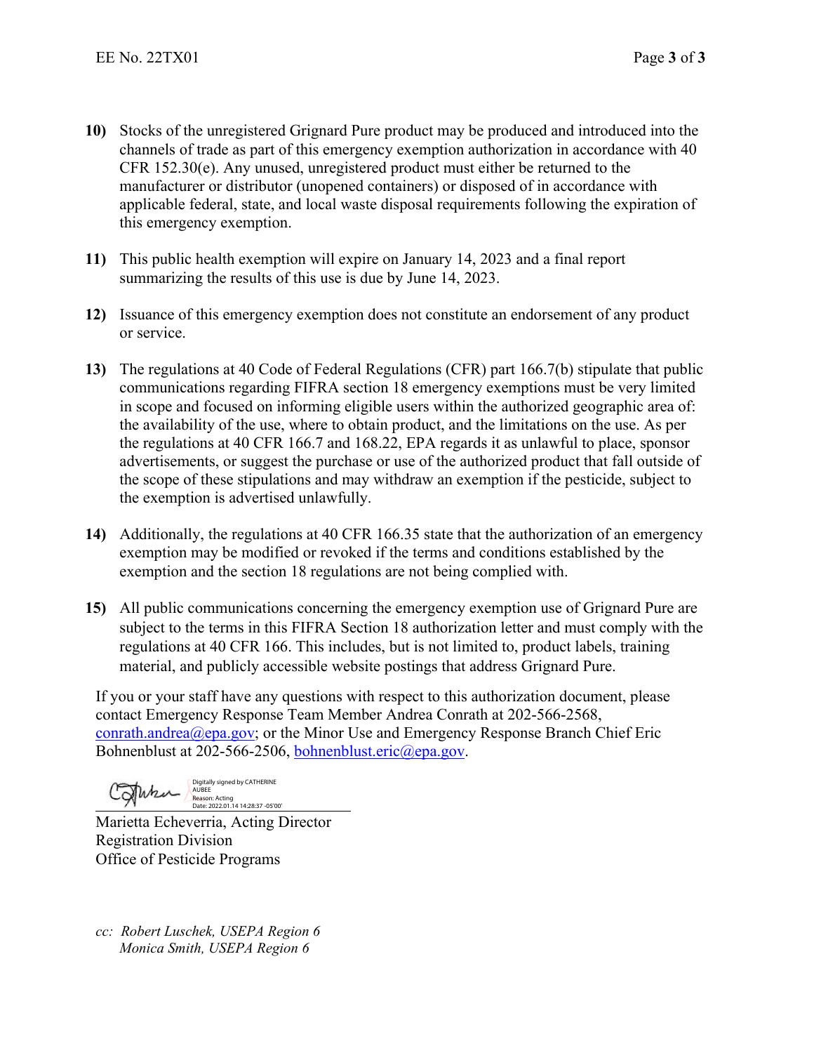10) Stocks of the unregistered Grignard Pure product may be produced and introduced into the channels of trade as part of this emergency exemption authorization in accordance with 40 CFR 152.30(e). Any unused, unregistered product must either be returned to the manufacturer or distributor (unopened containers) or disposed of in accordance with applicable federal, state, and local waste disposal requirements following the expiration of this emergency exemption.

11) This public health exemption will expire on January 14, 2023 and a final report summarizing the results of this use is due by June 14, 2023.

12) Issuance of this emergency exemption does not constitute an endorsement of any product or service.

13) The regulations at 40 Code of Federal Regulations (CFR) part 166.7(b) stipulate that public communications regarding FIFRA section 18 emergency exemptions must be very limited in scope and focused on informing eligible users within the authorized geographic area of: the availability of the use, where to obtain product, and the limitations on the use. As per the regulations at 40 CFR 166.7 and 168.22, EPA regards it as unlawful to place, sponsor advertisements, or suggest the purchase or use of the authorized product that fall outside of the scope of these stipulations and may withdraw an exemption if the pesticide, subject to the exemption is advertised unlawfully.

14) Additionally, the regulations at 40 CFR 166.35 state that the authorization of an emergency exemption may be modified or revoked if the terms and conditions established by the exemption and the section 18 regulations are not being complied with.

15) All public communications concerning the emergency exemption use of Grignard Pure are subject to the terms in this FIFRA Section 18 authorization letter and must comply with the regulations at 40 CFR 166. This includes, but is not limited to, product labels, training material, and publicly accessible website postings that address Grignard Pure.

If you or your staff have any questions with respect to this authorization document, please contact Emergency Response Team Member Andrea Conrath at 202-566-2568, conrath.andrea@epa.gov; or the Minor Use and Emergency Response Branch Chief Eric Bohnenblust at 202-566-2506, bohnenblust.eric@epa.gov.

Digitally signed by CATHERINE AUBEE
Reason: Acting
Date: 2022.01.14 14:28:37 -05'00'

Marietta Echeverria, Acting Director
Registration Division
Office of Pesticide Programs

cc: *Robert Luschek, USEPA Region 6*
*Monica Smith, USEPA Region 6*